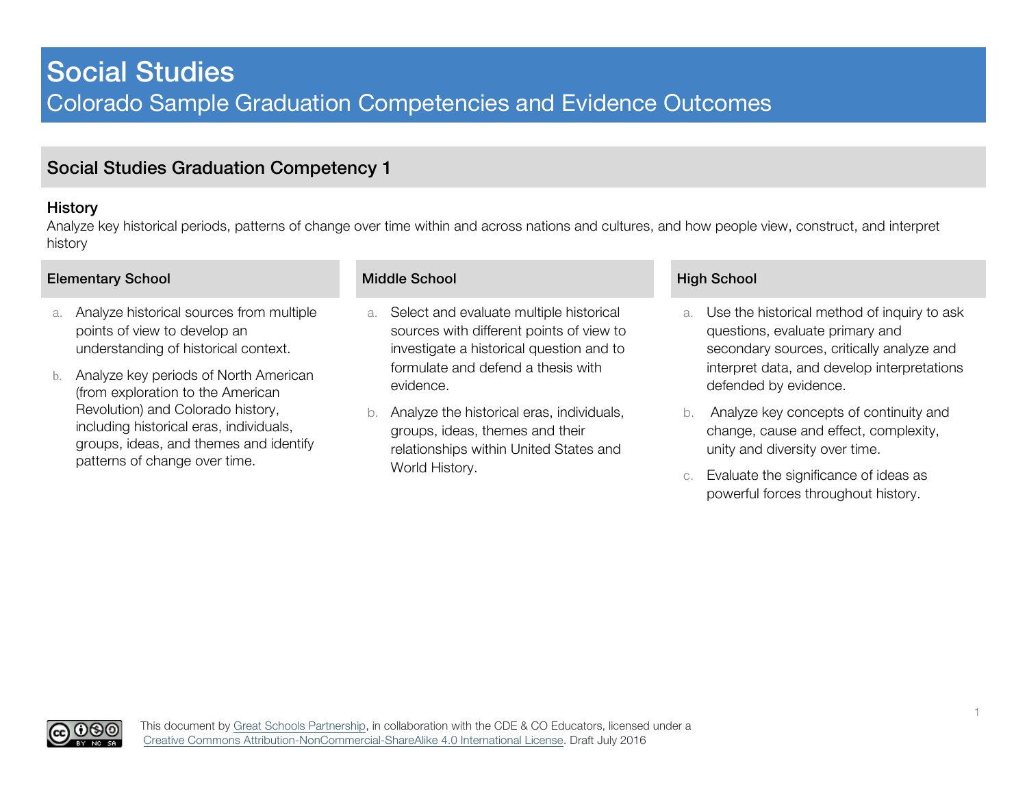# Social Studies

## Colorado Sample Graduation Competencies and Evidence Outcomes

## Social Studies Graduation Competency 1

### History

Analyze key historical periods, patterns of change over time within and across nations and cultures, and how people view, construct, and interpret history

#### Elementary School

a. Analyze historical sources from multiple points of view to develop an understanding of historical context.

b. Analyze key periods of North American (from exploration to the American Revolution) and Colorado history, including historical eras, individuals, groups, ideas, and themes and identify patterns of change over time.

#### Middle School

a. Select and evaluate multiple historical sources with different points of view to investigate a historical question and to formulate and defend a thesis with evidence.

b. Analyze the historical eras, individuals, groups, ideas, themes and their relationships within United States and World History.

#### High School

a. Use the historical method of inquiry to ask questions, evaluate primary and secondary sources, critically analyze and interpret data, and develop interpretations defended by evidence.

b. Analyze key concepts of continuity and change, cause and effect, complexity, unity and diversity over time.

c. Evaluate the significance of ideas as powerful forces throughout history.

This document by Great Schools Partnership, in collaboration with the CDE & CO Educators, licensed under a Creative Commons Attribution-NonCommercial-ShareAlike 4.0 International License. Draft July 2016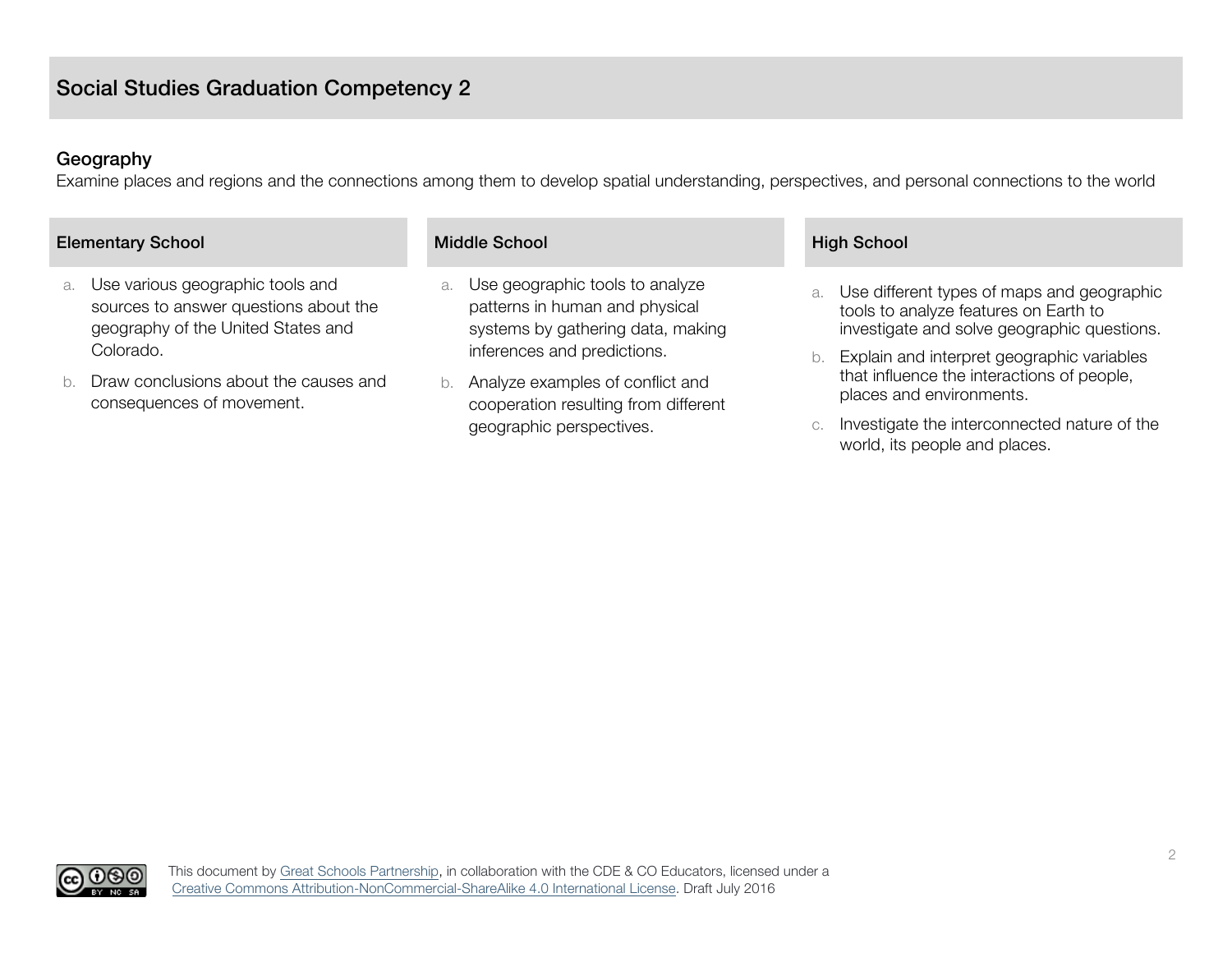# Social Studies Graduation Competency 2

## Geography

Examine places and regions and the connections among them to develop spatial understanding, perspectives, and personal connections to the world

### Elementary School

a. Use various geographic tools and sources to answer questions about the geography of the United States and Colorado.
b. Draw conclusions about the causes and consequences of movement.

### Middle School

a. Use geographic tools to analyze patterns in human and physical systems by gathering data, making inferences and predictions.
b. Analyze examples of conflict and cooperation resulting from different geographic perspectives.

### High School

a. Use different types of maps and geographic tools to analyze features on Earth to investigate and solve geographic questions.
b. Explain and interpret geographic variables that influence the interactions of people, places and environments.
c. Investigate the interconnected nature of the world, its people and places.

This document by Great Schools Partnership, in collaboration with the CDE & CO Educators, licensed under a Creative Commons Attribution-NonCommercial-ShareAlike 4.0 International License. Draft July 2016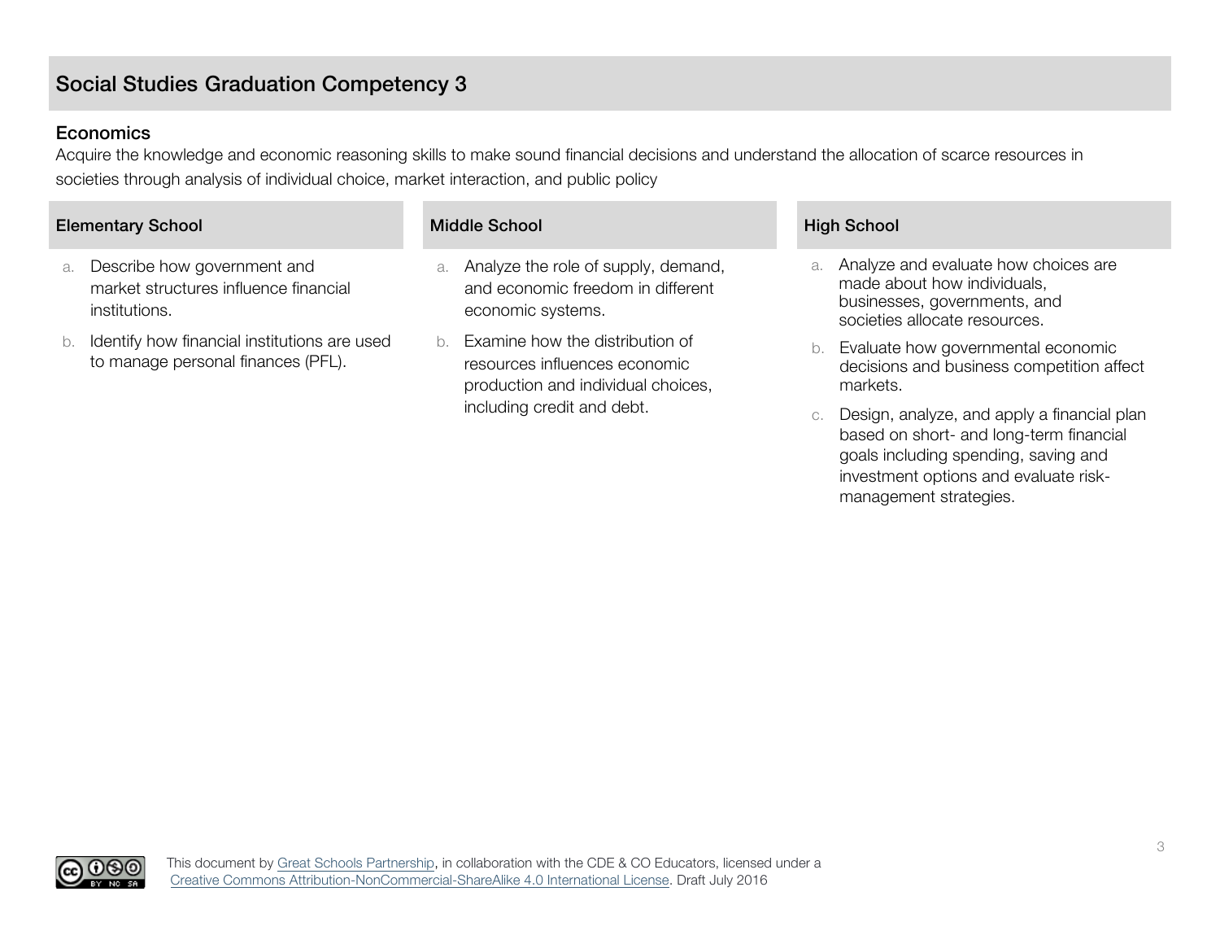# Social Studies Graduation Competency 3

## Economics

Acquire the knowledge and economic reasoning skills to make sound financial decisions and understand the allocation of scarce resources in societies through analysis of individual choice, market interaction, and public policy

### Elementary School

a. Describe how government and market structures influence financial institutions.

b. Identify how financial institutions are used to manage personal finances (PFL).

### Middle School

a. Analyze the role of supply, demand, and economic freedom in different economic systems.

b. Examine how the distribution of resources influences economic production and individual choices, including credit and debt.

### High School

a. Analyze and evaluate how choices are made about how individuals, businesses, governments, and societies allocate resources.

b. Evaluate how governmental economic decisions and business competition affect markets.

c. Design, analyze, and apply a financial plan based on short- and long-term financial goals including spending, saving and investment options and evaluate risk-management strategies.

This document by Great Schools Partnership, in collaboration with the CDE & CO Educators, licensed under a Creative Commons Attribution-NonCommercial-ShareAlike 4.0 International License. Draft July 2016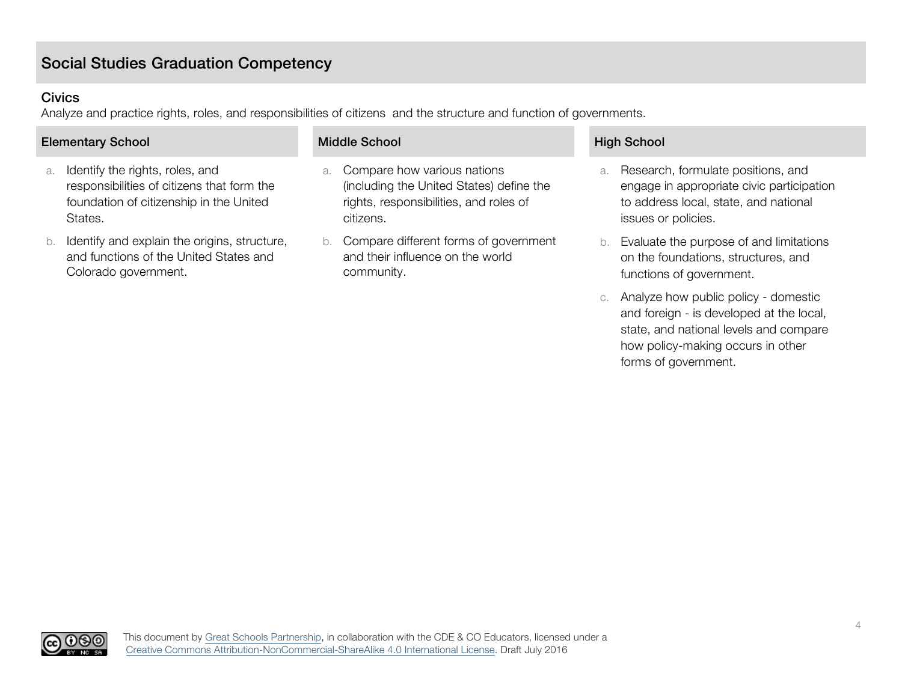## Social Studies Graduation Competency

### Civics

Analyze and practice rights, roles, and responsibilities of citizens and the structure and function of governments.

#### Elementary School

a. Identify the rights, roles, and responsibilities of citizens that form the foundation of citizenship in the United States.

b. Identify and explain the origins, structure, and functions of the United States and Colorado government.

#### Middle School

a. Compare how various nations (including the United States) define the rights, responsibilities, and roles of citizens.

b. Compare different forms of government and their influence on the world community.

#### High School

a. Research, formulate positions, and engage in appropriate civic participation to address local, state, and national issues or policies.

b. Evaluate the purpose of and limitations on the foundations, structures, and functions of government.

c. Analyze how public policy - domestic and foreign - is developed at the local, state, and national levels and compare how policy-making occurs in other forms of government.

This document by Great Schools Partnership, in collaboration with the CDE & CO Educators, licensed under a Creative Commons Attribution-NonCommercial-ShareAlike 4.0 International License. Draft July 2016